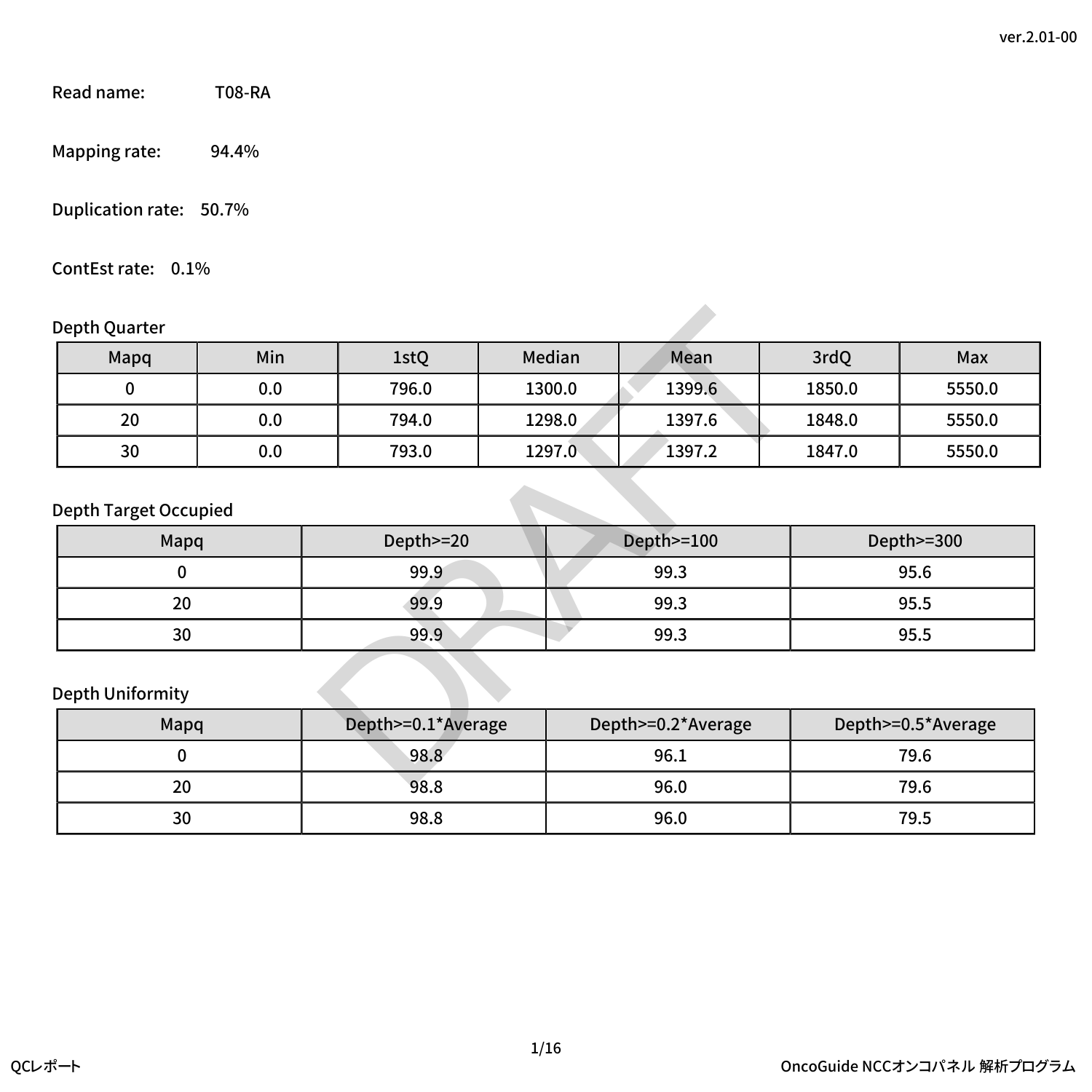Read name: T08-RA

Mapping rate: 94.4%

Duplication rate: 50.7%

ContEst rate: 0.1%

Depth Quarter

| Mapq | Min | 1stQ | Median | Mean | 3rdQ | Max |
|---|---|---|---|---|---|---|
| 0 | 0.0 | 796.0 | 1300.0 | 1399.6 | 1850.0 | 5550.0 |
| 20 | 0.0 | 794.0 | 1298.0 | 1397.6 | 1848.0 | 5550.0 |
| 30 | 0.0 | 793.0 | 1297.0 | 1397.2 | 1847.0 | 5550.0 |

Depth Target Occupied

| Mapq | Depth>=20 | Depth>=100 | Depth>=300 |
|---|---|---|---|
| 0 | 99.9 | 99.3 | 95.6 |
| 20 | 99.9 | 99.3 | 95.5 |
| 30 | 99.9 | 99.3 | 95.5 |

Depth Uniformity

| Mapq | Depth>=0.1*Average | Depth>=0.2*Average | Depth>=0.5*Average |
|---|---|---|---|
| 0 | 98.8 | 96.1 | 79.6 |
| 20 | 98.8 | 96.0 | 79.6 |
| 30 | 98.8 | 96.0 | 79.5 |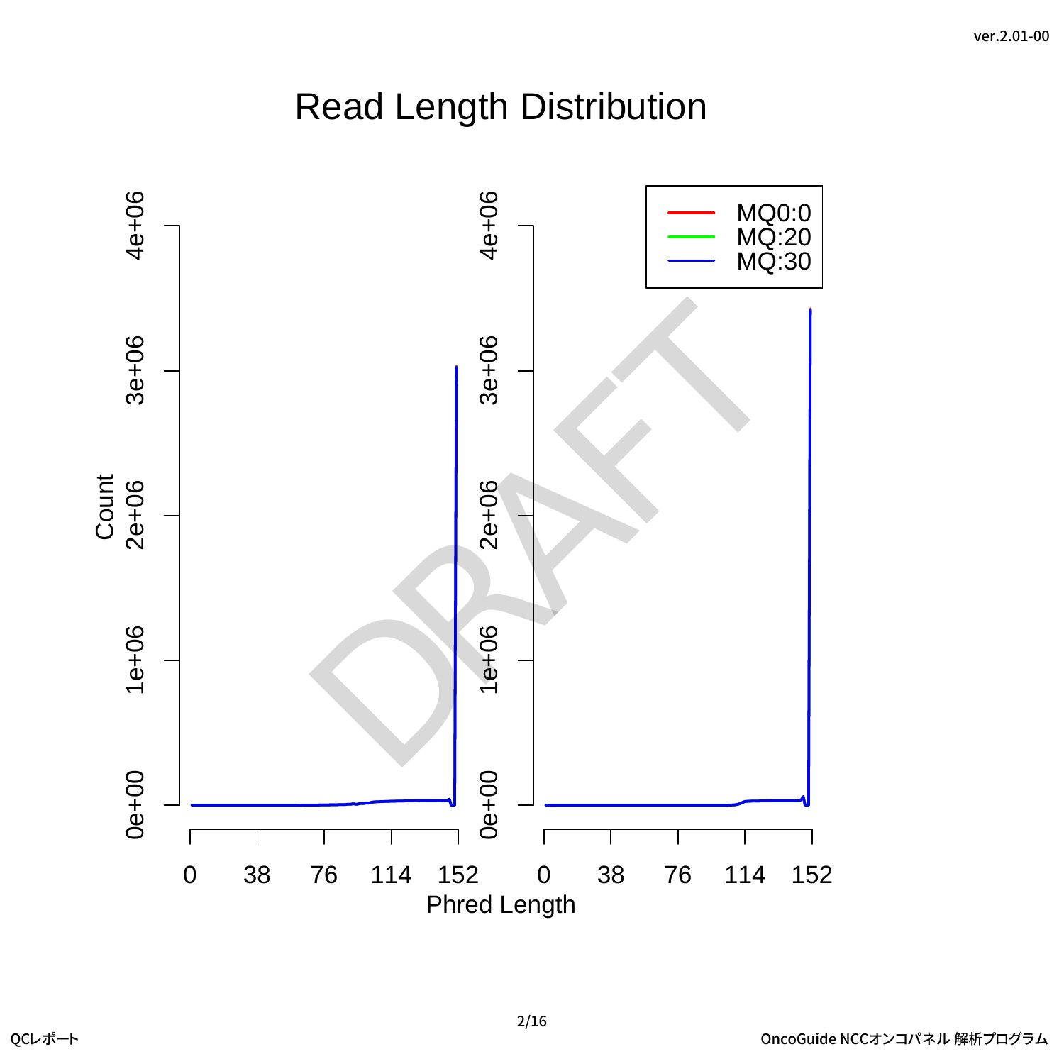# Read Length Distribution

Count

Phred Length

MQ0:0
MQ:20
MQ:30

DRAFT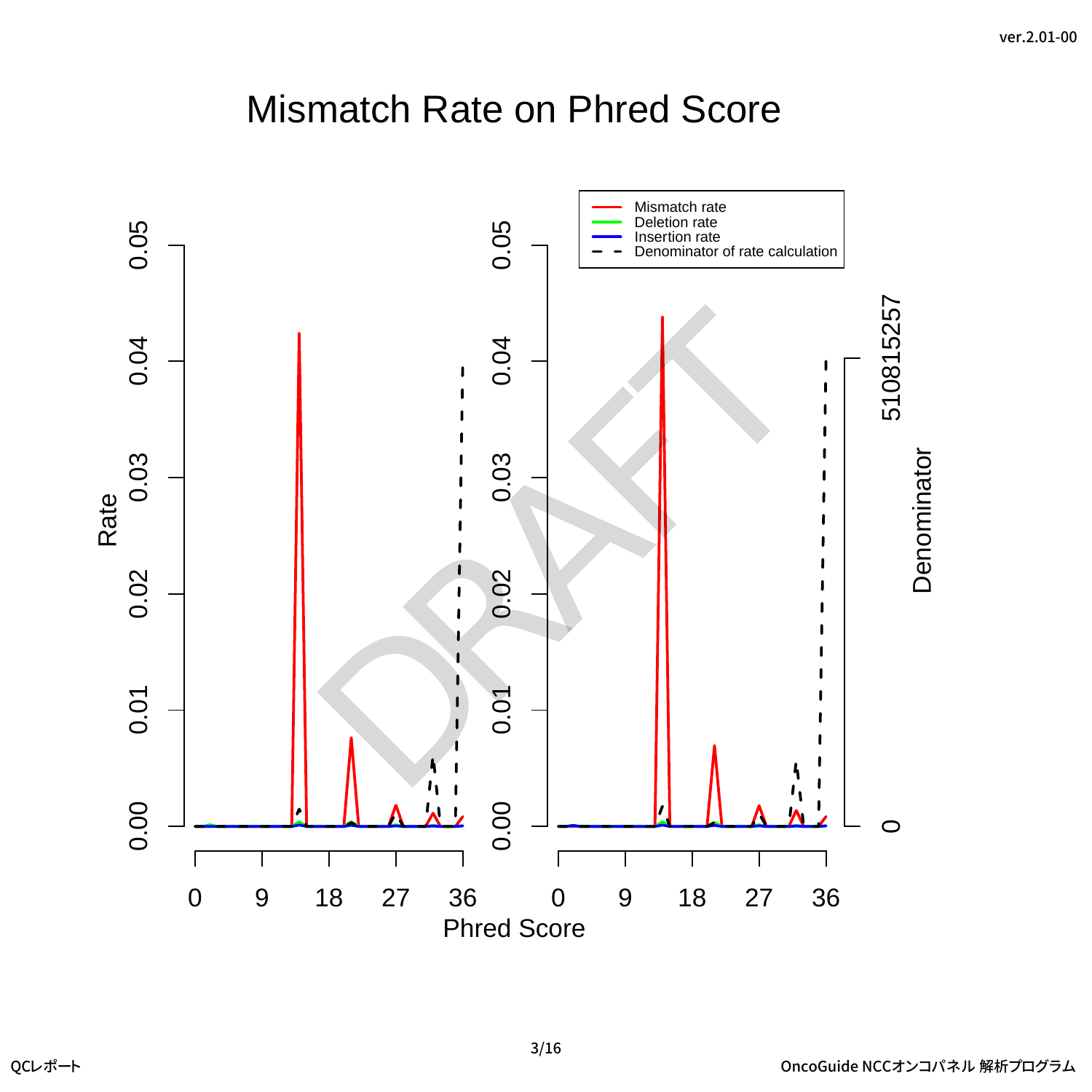# Mismatch Rate on Phred Score

Mismatch rate
Deletion rate
Insertion rate
Denominator of rate calculation

Rate

0.00
0.01
0.02
0.03
0.04
0.05

0 9 18 27 36

Phred Score

510815257

Denominator

0

DRAFT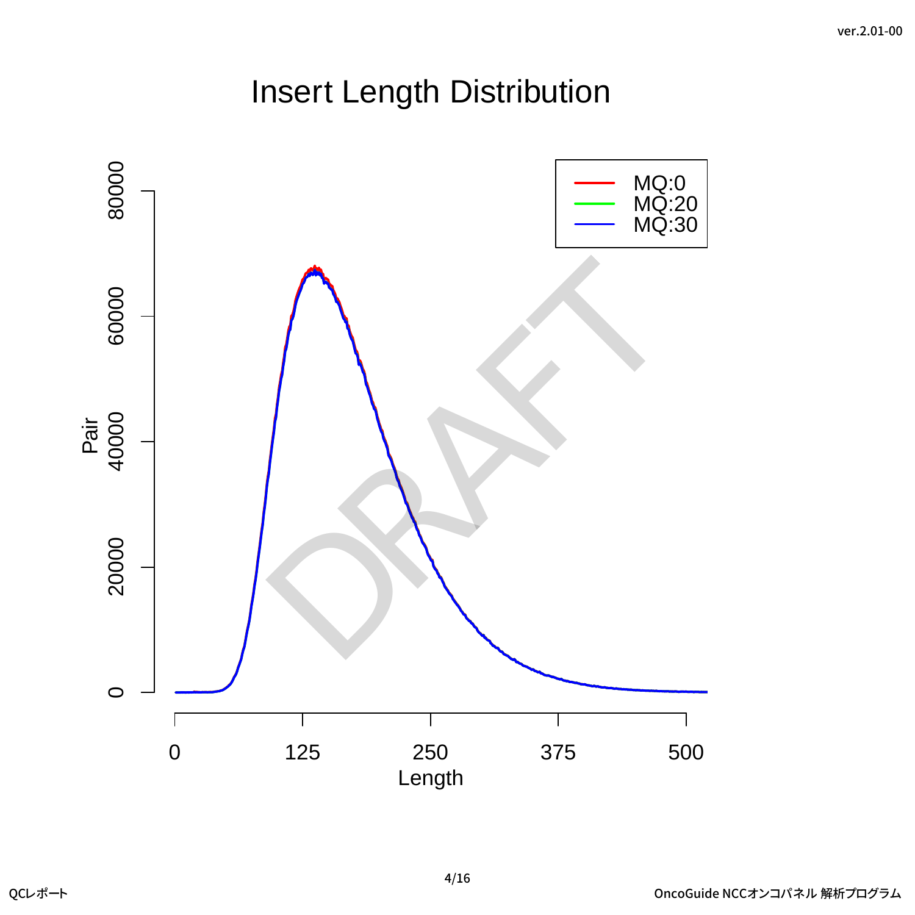# Insert Length Distribution

Pair

Length

MQ:0
MQ:20
MQ:30

DRAFT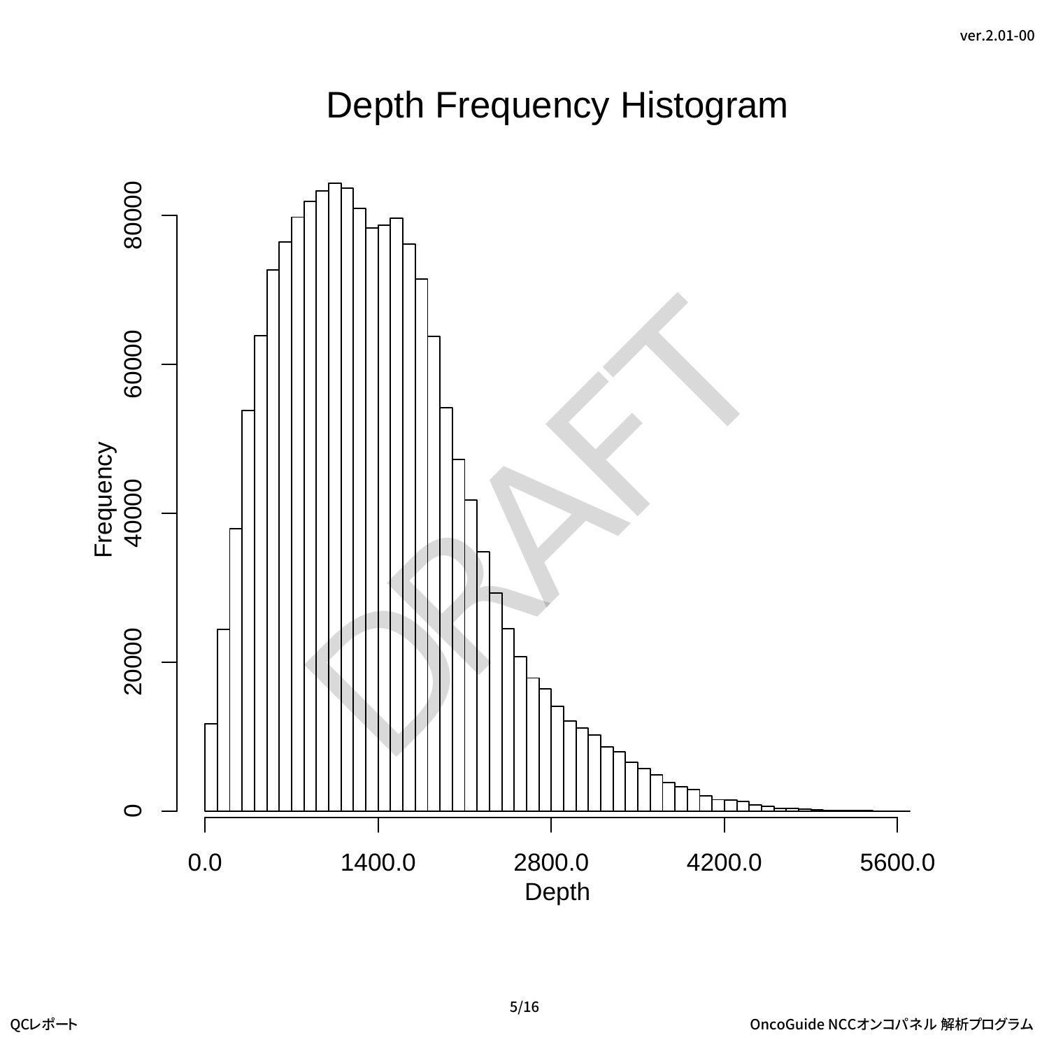# Depth Frequency Histogram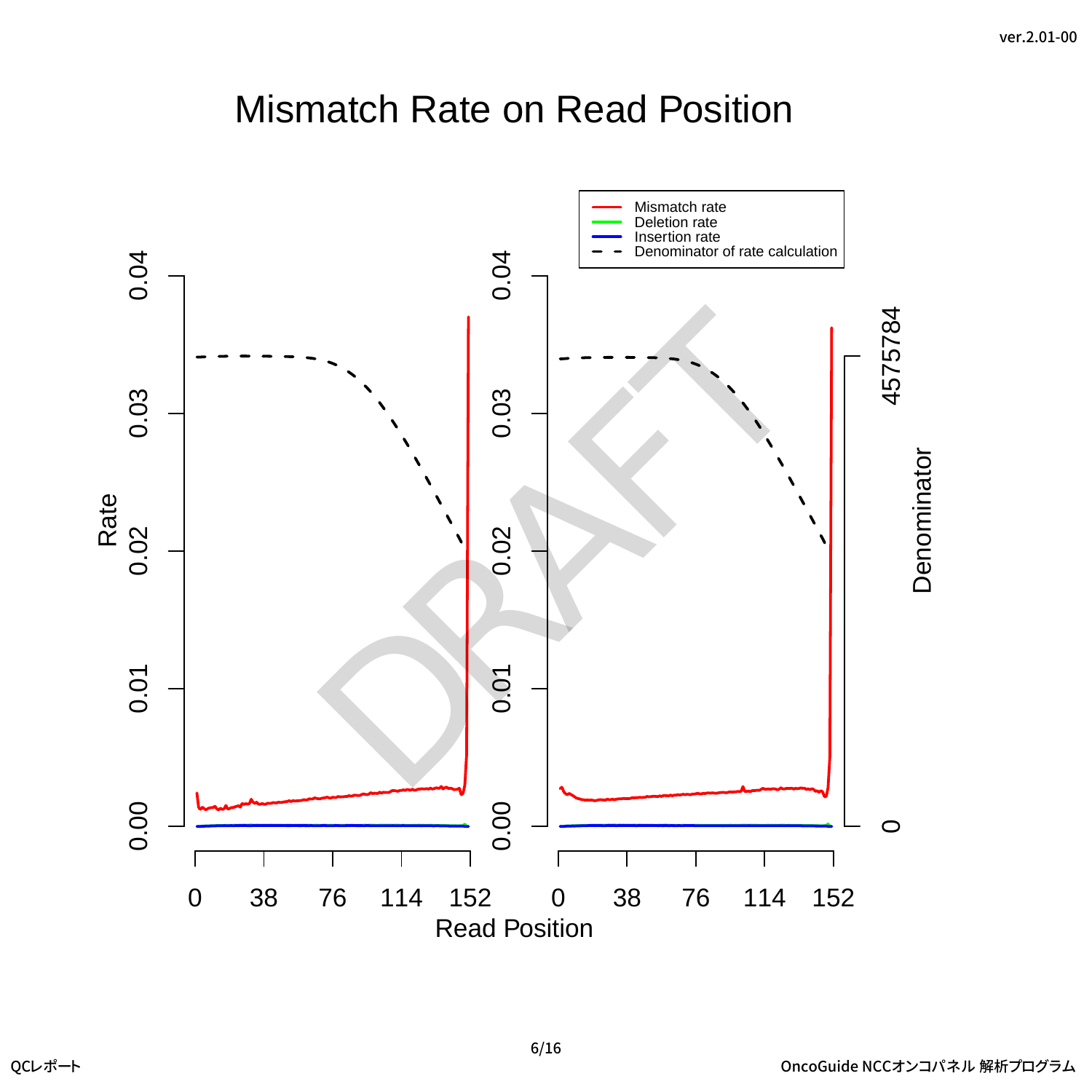# Mismatch Rate on Read Position

Mismatch rate
Deletion rate
Insertion rate
Denominator of rate calculation

Rate

0.00 0.01 0.02 0.03 0.04

0 38 76 114 152

Read Position

Denominator

4575784

0

DRAFT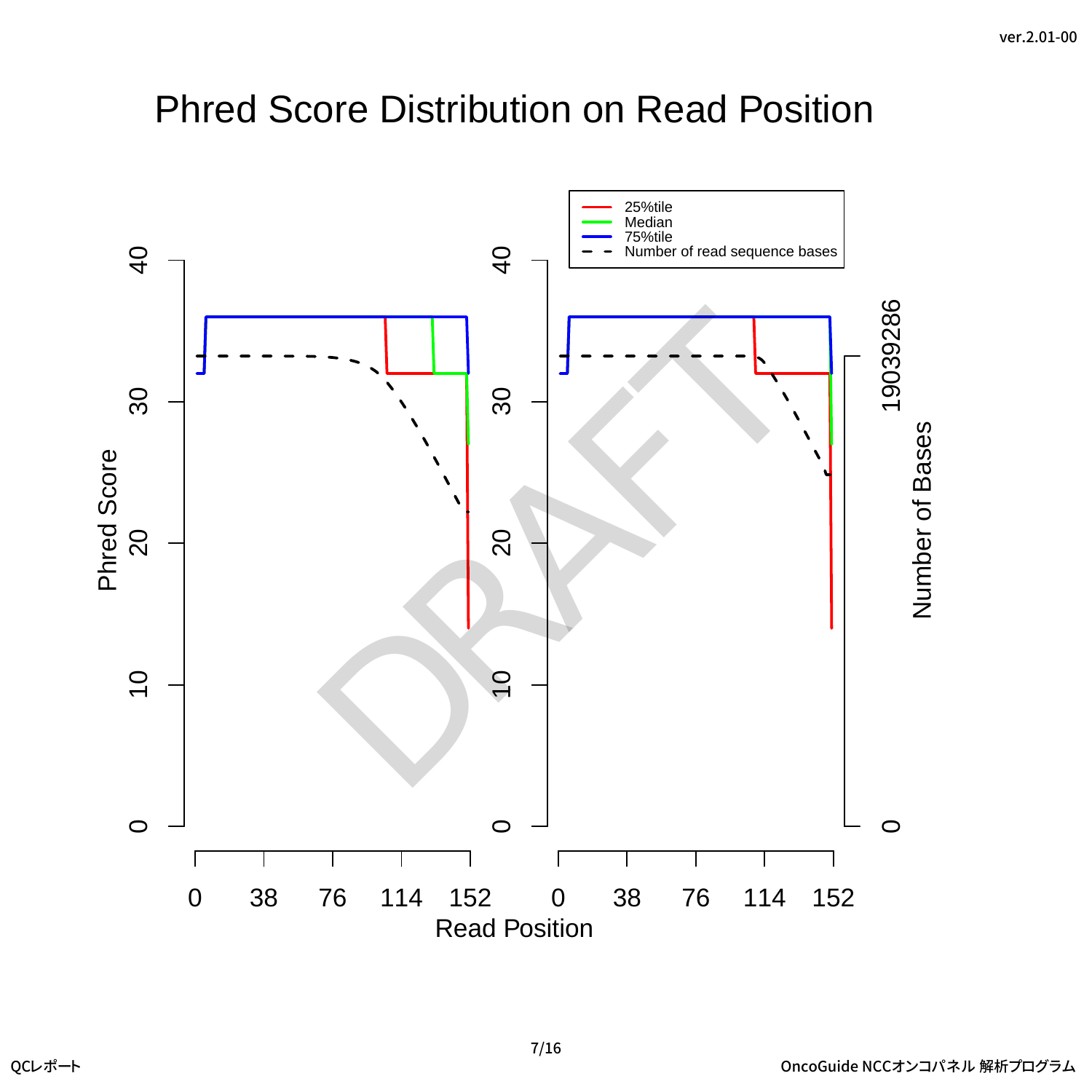# Phred Score Distribution on Read Position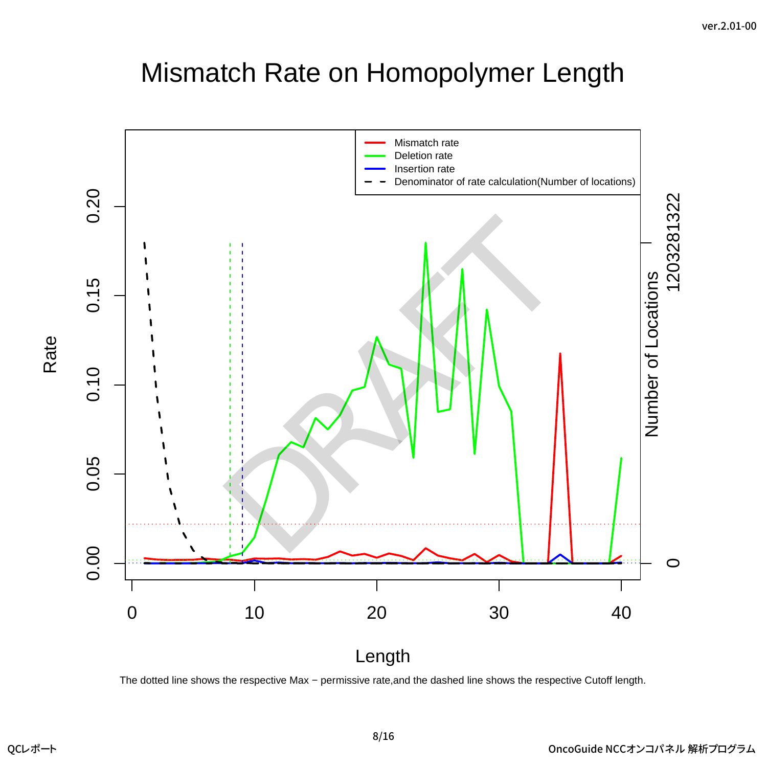# Mismatch Rate on Homopolymer Length

The dotted line shows the respective Max − permissive rate,and the dashed line shows the respective Cutoff length.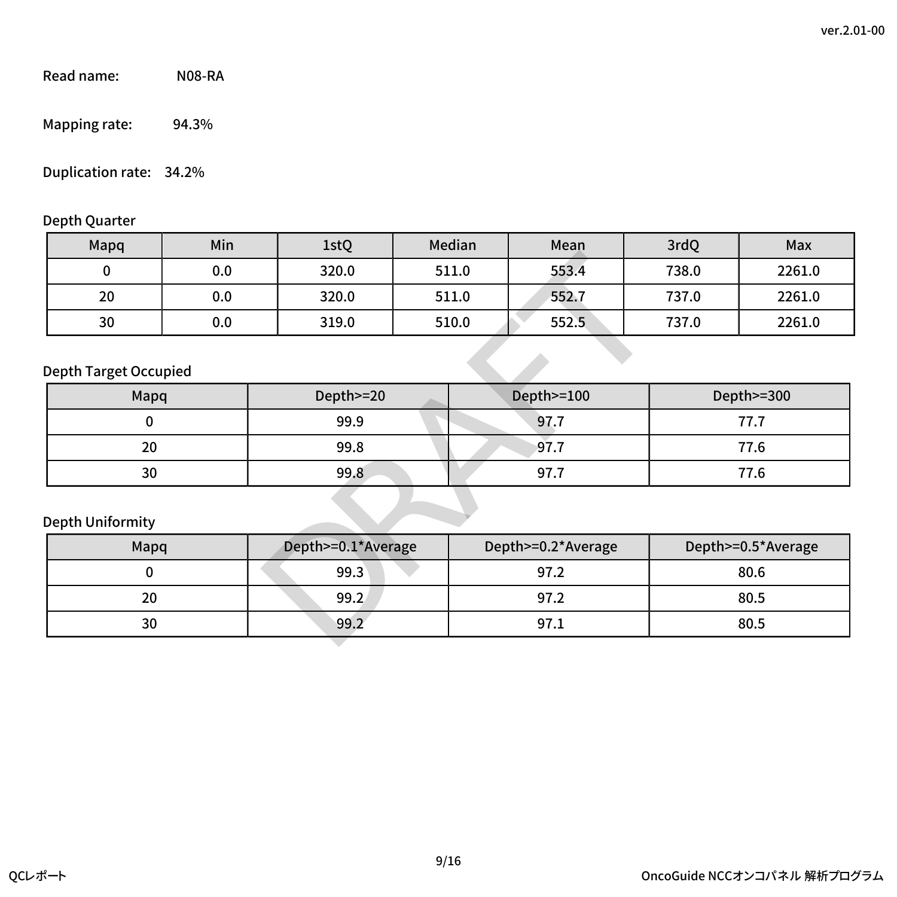Read name: N08-RA

Mapping rate: 94.3%

Duplication rate: 34.2%

Depth Quarter

| Mapq | Min | 1stQ | Median | Mean | 3rdQ | Max |
| --- | --- | --- | --- | --- | --- | --- |
| 0 | 0.0 | 320.0 | 511.0 | 553.4 | 738.0 | 2261.0 |
| 20 | 0.0 | 320.0 | 511.0 | 552.7 | 737.0 | 2261.0 |
| 30 | 0.0 | 319.0 | 510.0 | 552.5 | 737.0 | 2261.0 |

Depth Target Occupied

| Mapq | Depth>=20 | Depth>=100 | Depth>=300 |
| --- | --- | --- | --- |
| 0 | 99.9 | 97.7 | 77.7 |
| 20 | 99.8 | 97.7 | 77.6 |
| 30 | 99.8 | 97.7 | 77.6 |

Depth Uniformity

| Mapq | Depth>=0.1*Average | Depth>=0.2*Average | Depth>=0.5*Average |
| --- | --- | --- | --- |
| 0 | 99.3 | 97.2 | 80.6 |
| 20 | 99.2 | 97.2 | 80.5 |
| 30 | 99.2 | 97.1 | 80.5 |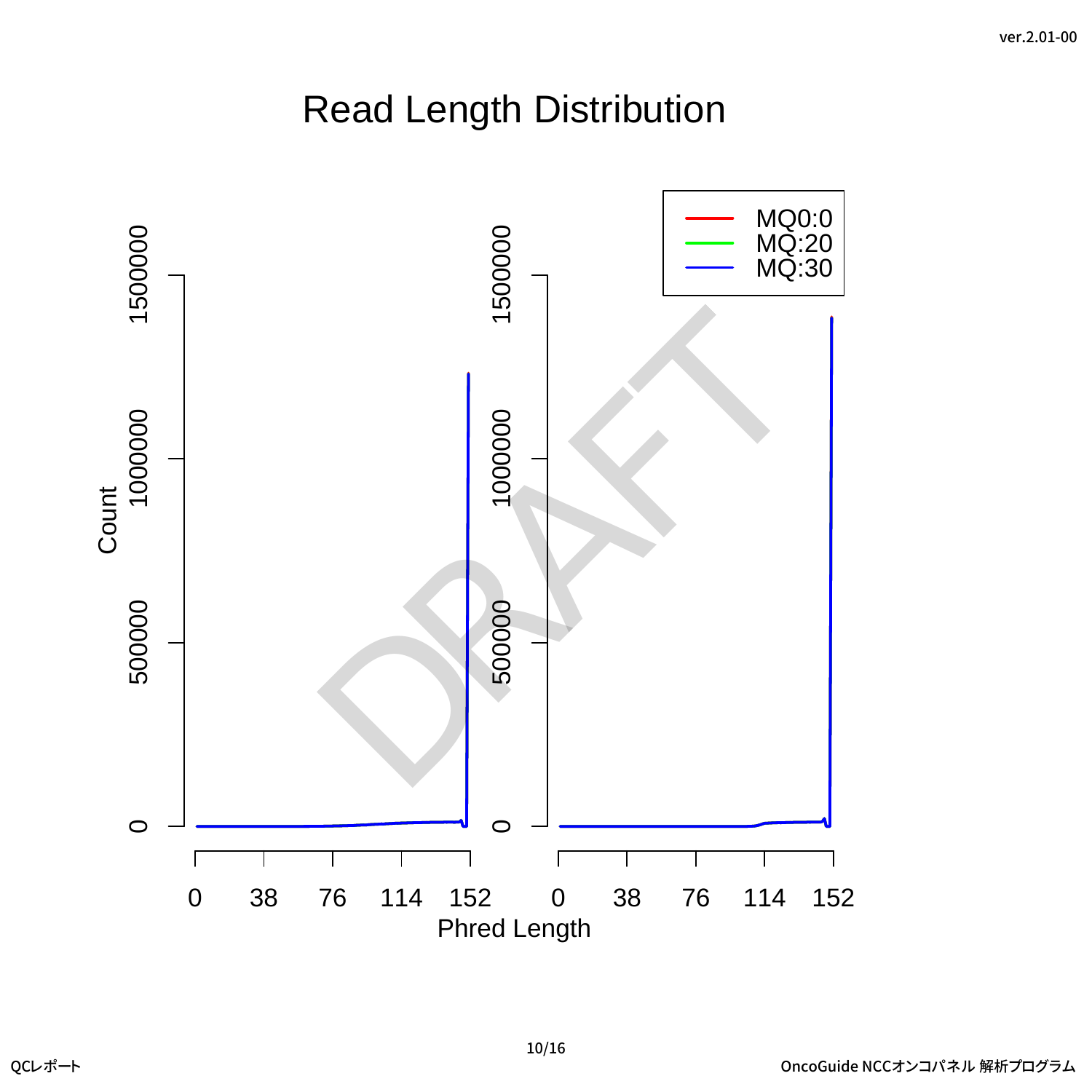# Read Length Distribution

Count

Phred Length

MQ0:0
MQ:20
MQ:30

DRAFT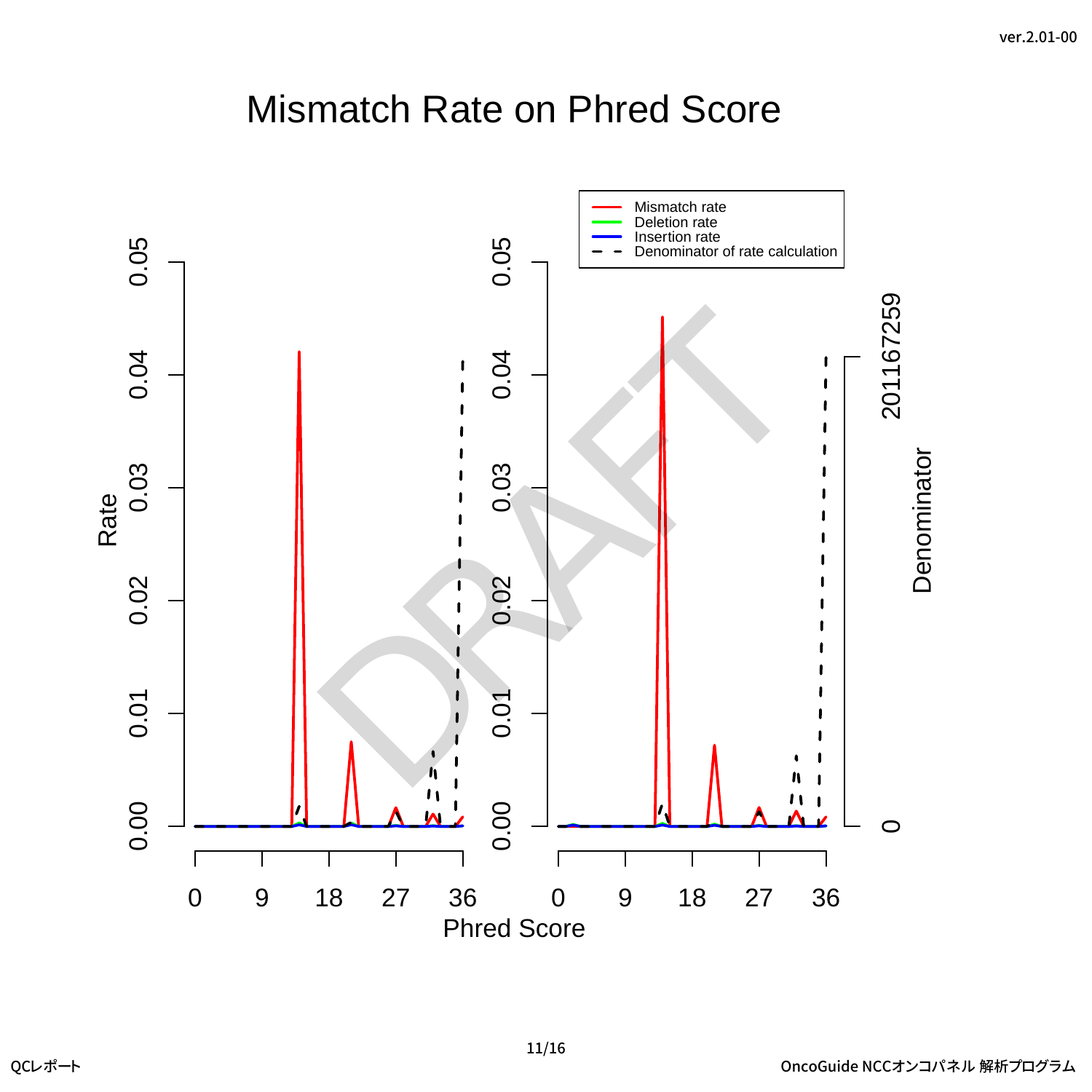# Mismatch Rate on Phred Score

Mismatch rate
Deletion rate
Insertion rate
Denominator of rate calculation

Rate

0.00 0.01 0.02 0.03 0.04 0.05

0 9 18 27 36

Phred Score

Denominator

0

201167259

DRAFT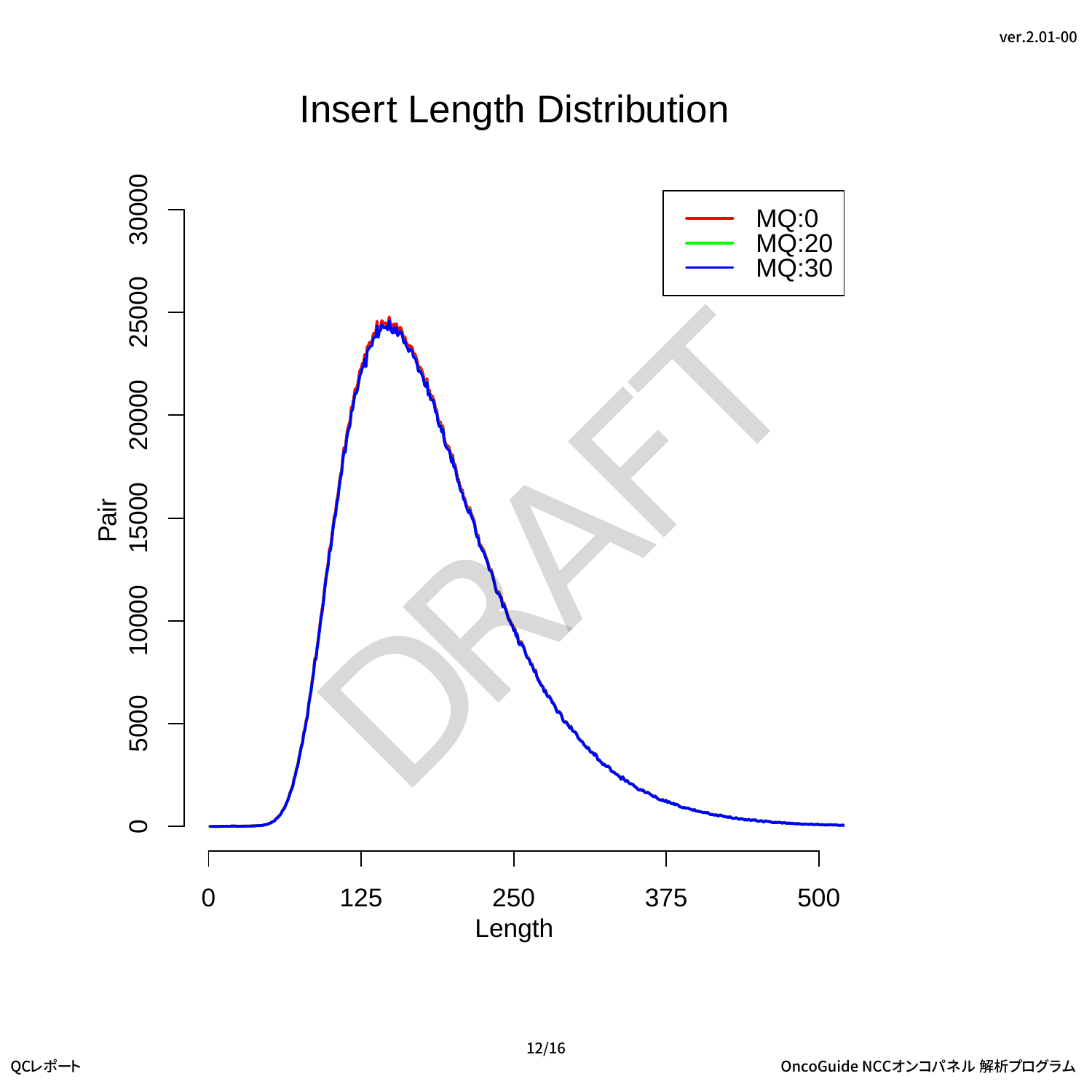# Insert Length Distribution

Pair (y-axis: 0, 5000, 10000, 15000, 20000, 25000, 30000)

Length (x-axis: 0, 125, 250, 375, 500)

Legend: MQ:0, MQ:20, MQ:30

DRAFT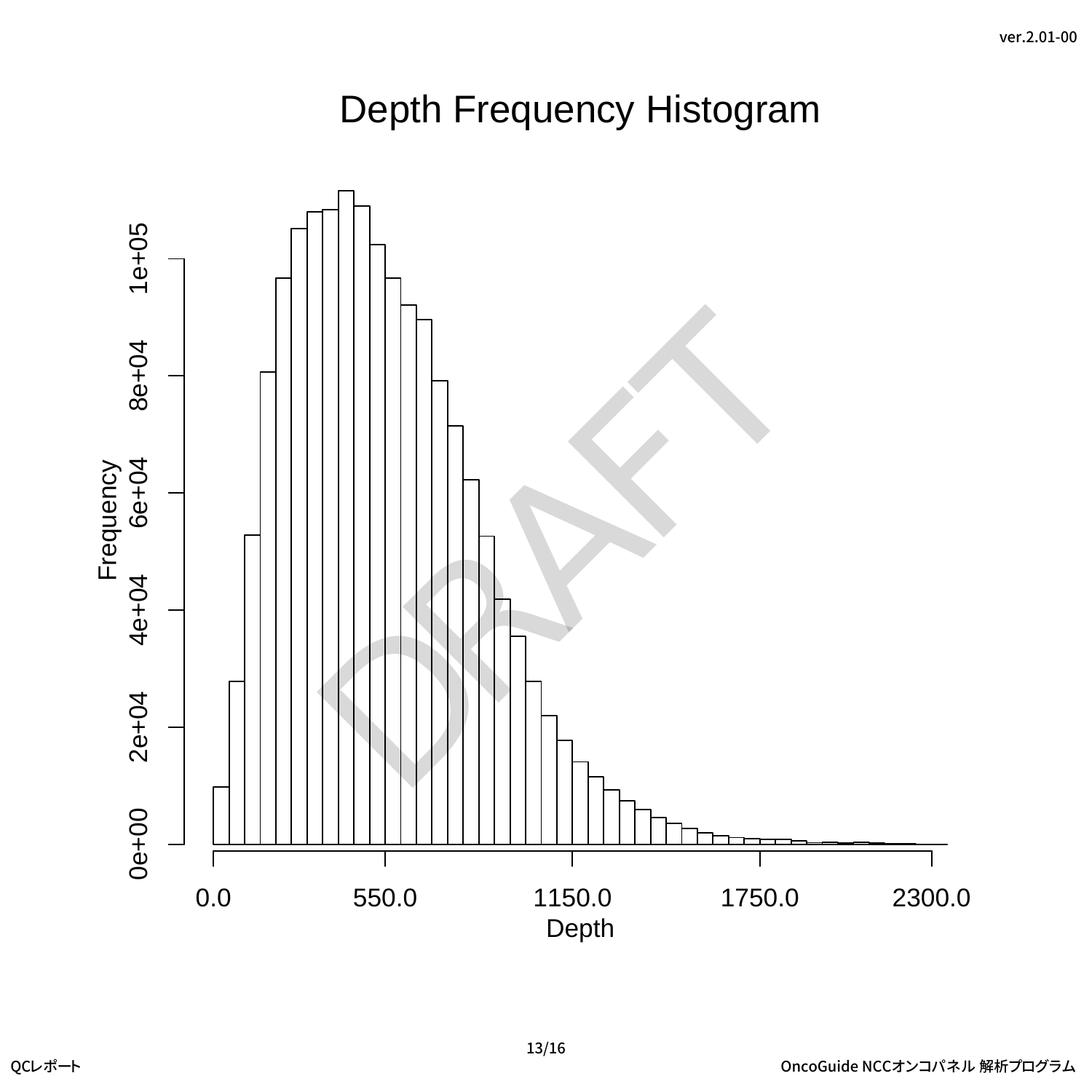# Depth Frequency Histogram

Frequency

Depth

0e+00, 2e+04, 4e+04, 6e+04, 8e+04, 1e+05

0.0, 550.0, 1150.0, 1750.0, 2300.0

DRAFT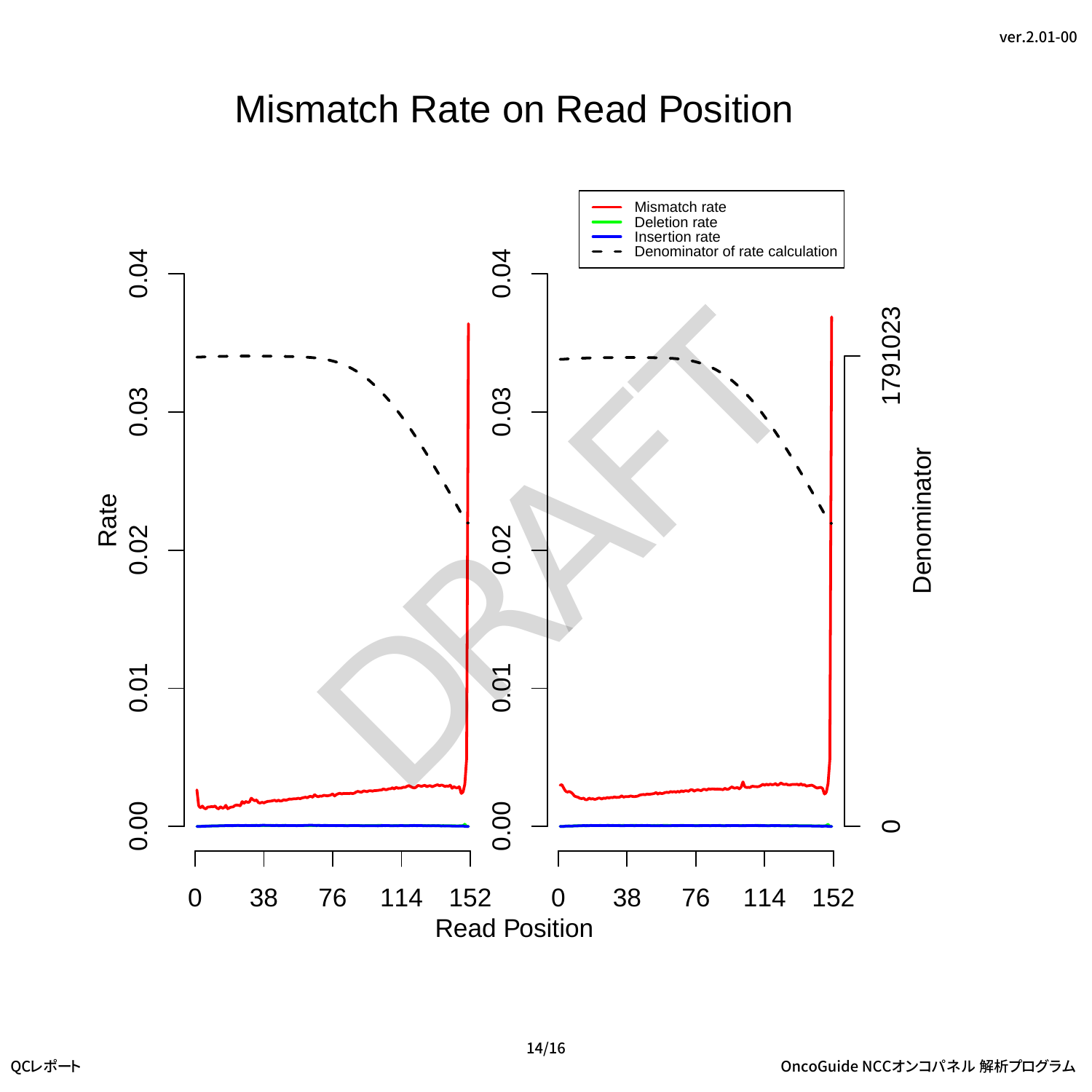# Mismatch Rate on Read Position

Mismatch rate
Deletion rate
Insertion rate
Denominator of rate calculation

Rate

Denominator

Read Position

0.00 0.01 0.02 0.03 0.04

0 38 76 114 152

1791023

0

DRAFT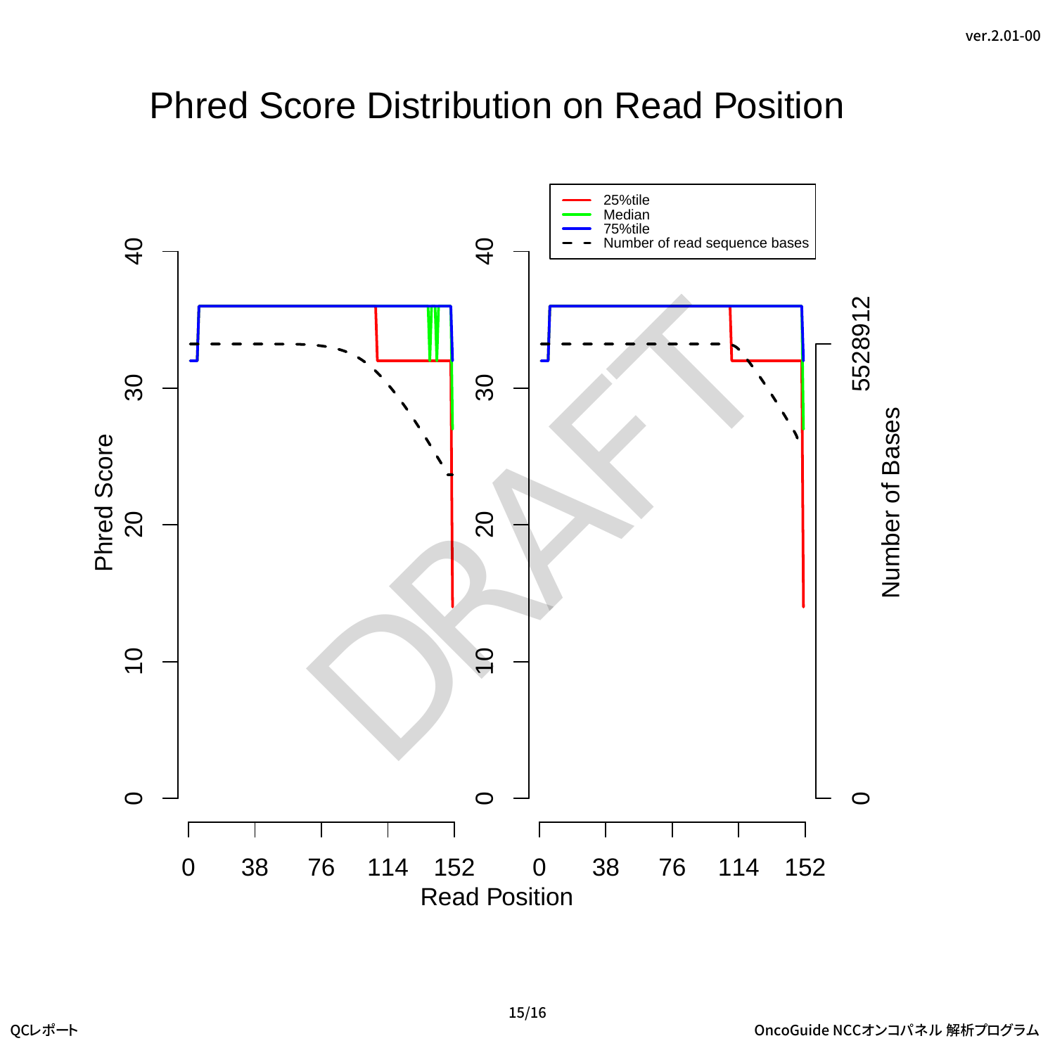# Phred Score Distribution on Read Position

Legend: 25%tile, Median, 75%tile, Number of read sequence bases

Y-axis (left): Phred Score (0, 10, 20, 30, 40)

Y-axis (right): Number of Bases (0, 5528912)

X-axis: Read Position (0, 38, 76, 114, 152)

DRAFT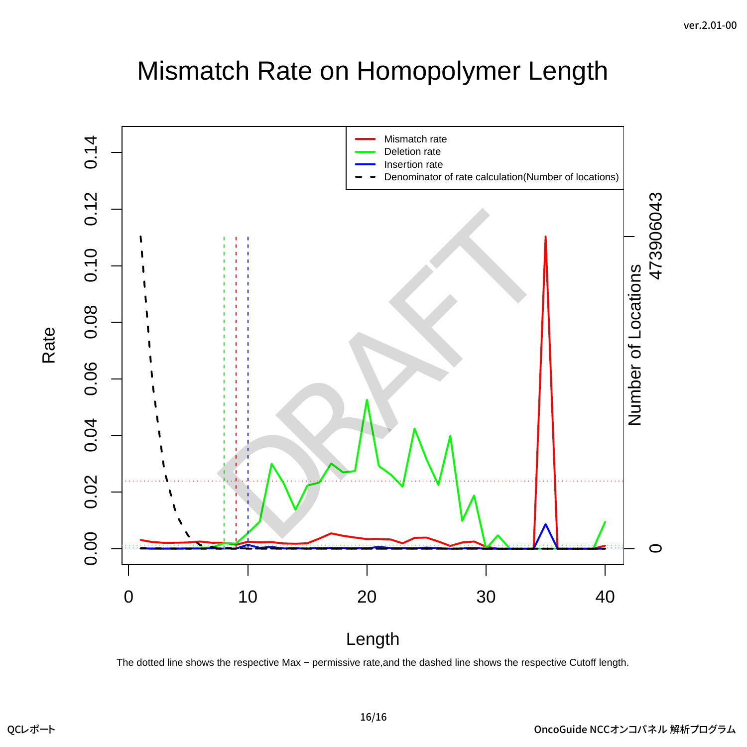# Mismatch Rate on Homopolymer Length

Mismatch rate
Deletion rate
Insertion rate
Denominator of rate calculation(Number of locations)

Rate

0.00
0.02
0.04
0.06
0.08
0.10
0.12
0.14

Number of Locations

0
473906043

0
10
20
30
40

Length

DRAFT

The dotted line shows the respective Max − permissive rate,and the dashed line shows the respective Cutoff length.